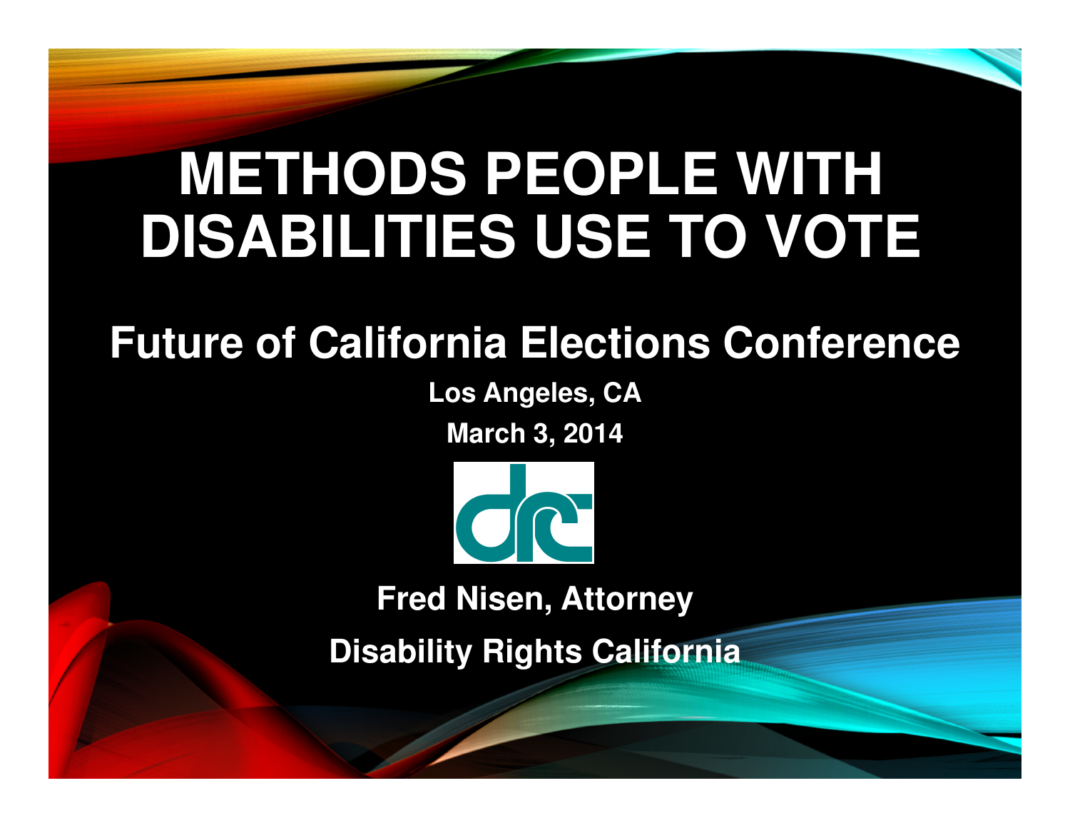# METHODS PEOPLE WITH DISABILITIES USE TO VOTE

## Future of California Elections Conference

**Los Angeles, CA**

**March 3, 2014**

**Fred Nisen, Attorney**

**Disability Rights California**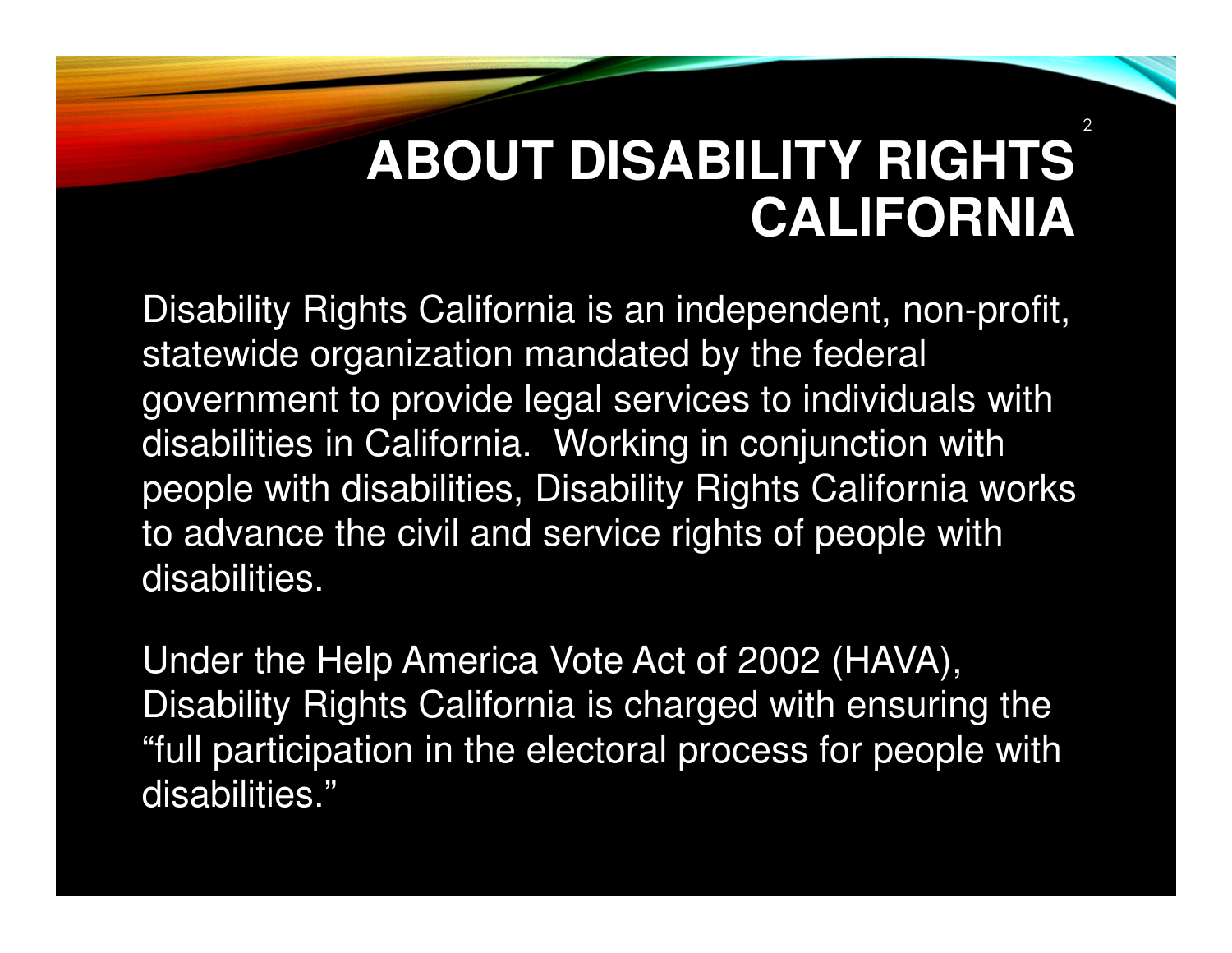# ABOUT DISABILITY RIGHTS CALIFORNIA

Disability Rights California is an independent, non-profit, statewide organization mandated by the federal government to provide legal services to individuals with disabilities in California. Working in conjunction with people with disabilities, Disability Rights California works to advance the civil and service rights of people with disabilities.

Under the Help America Vote Act of 2002 (HAVA), Disability Rights California is charged with ensuring the "full participation in the electoral process for people with disabilities."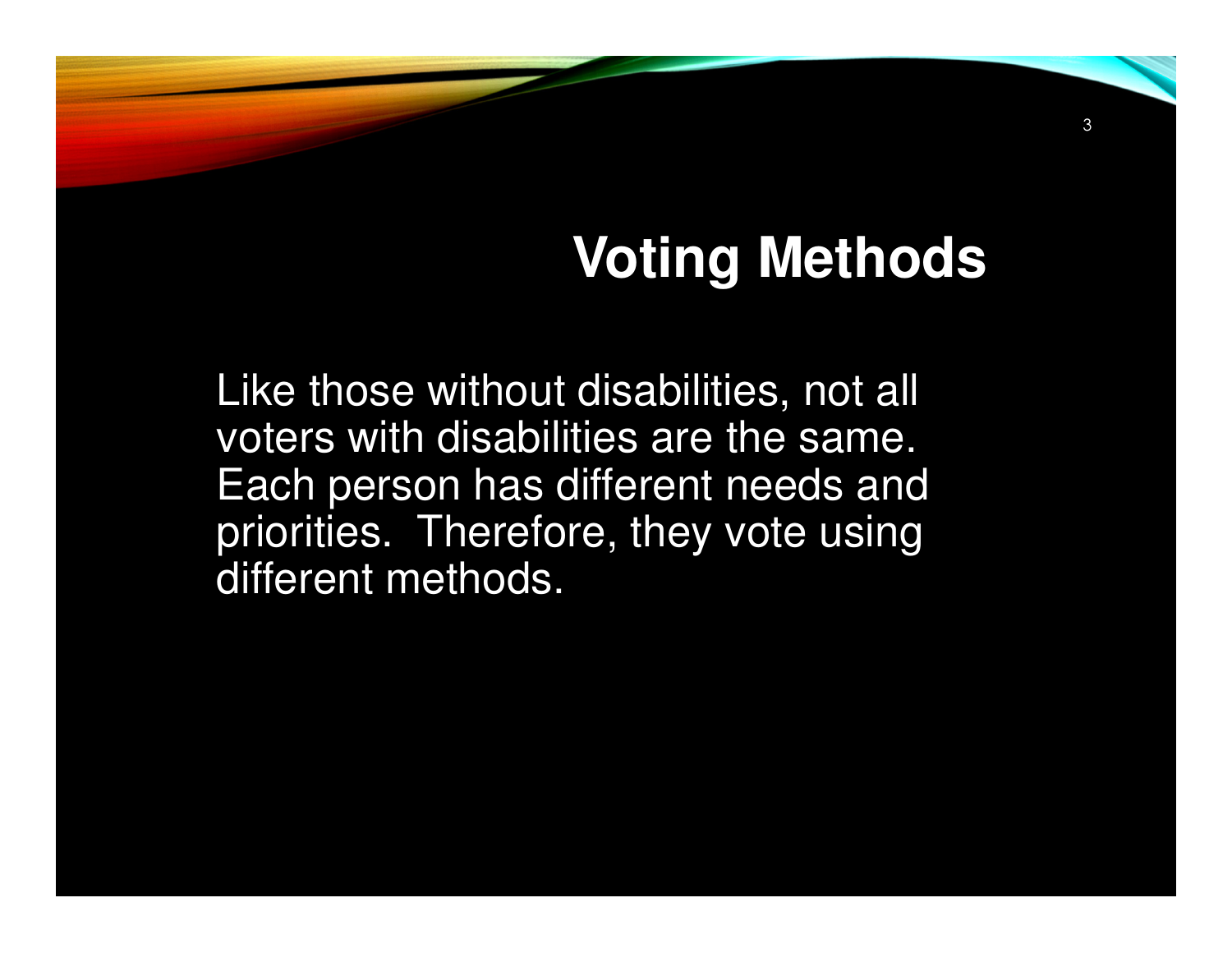# Voting Methods

Like those without disabilities, not all voters with disabilities are the same. Each person has different needs and priorities.  Therefore, they vote using different methods.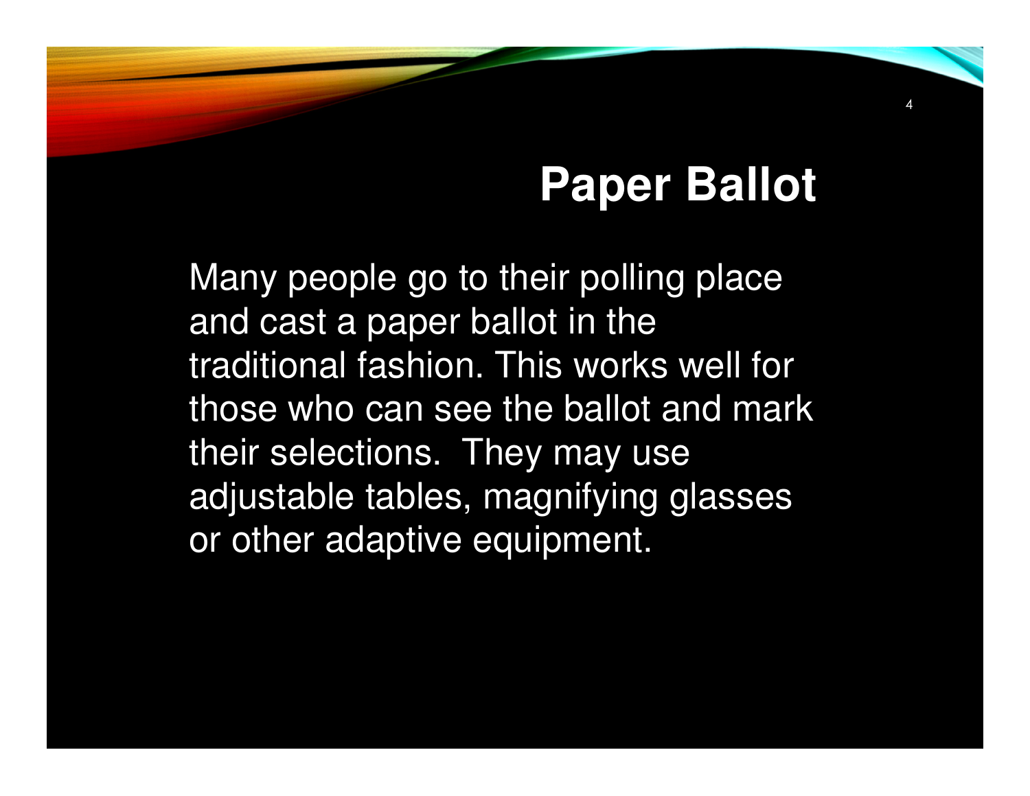# Paper Ballot

Many people go to their polling place and cast a paper ballot in the traditional fashion. This works well for those who can see the ballot and mark their selections. They may use adjustable tables, magnifying glasses or other adaptive equipment.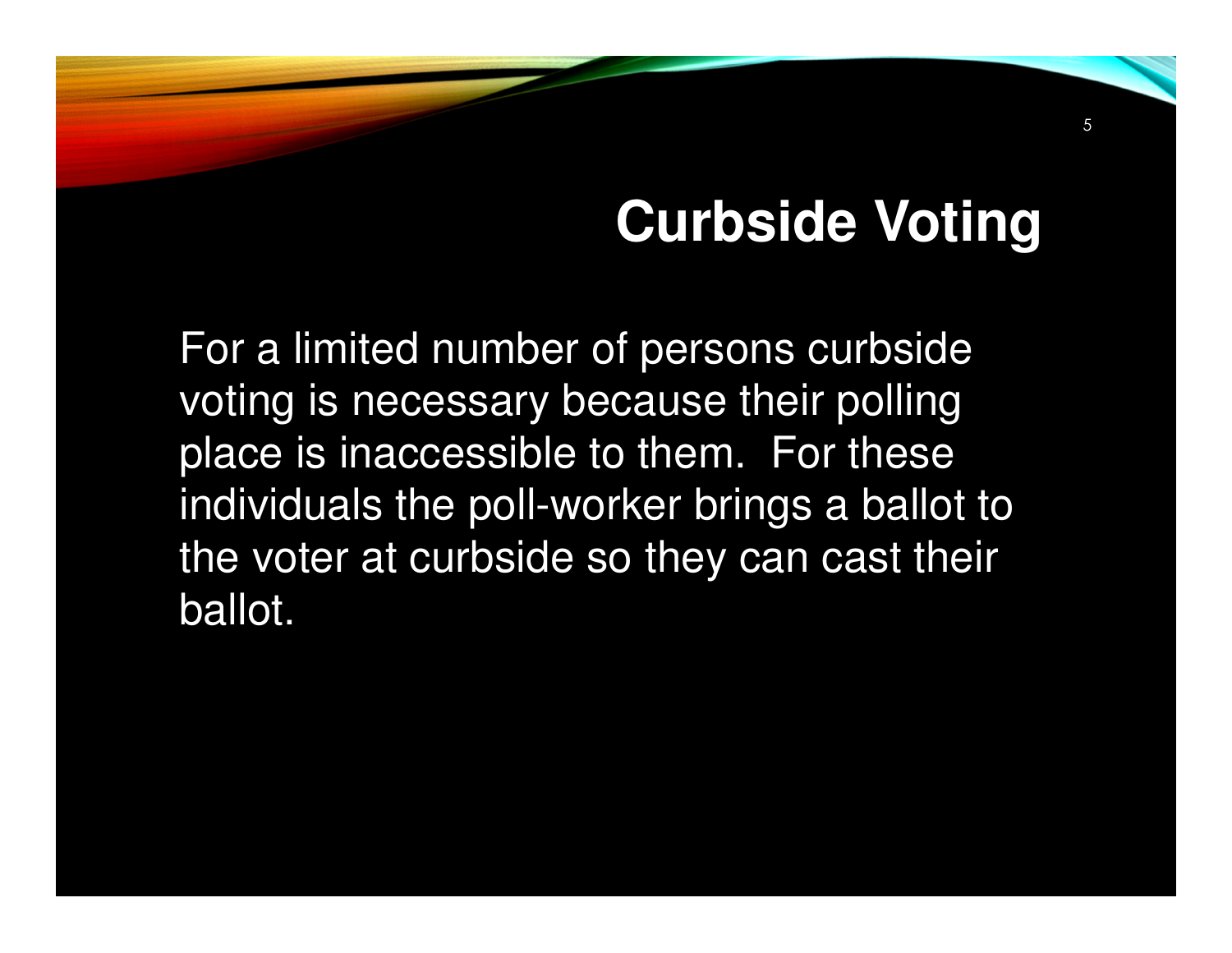# Curbside Voting

For a limited number of persons curbside voting is necessary because their polling place is inaccessible to them. For these individuals the poll-worker brings a ballot to the voter at curbside so they can cast their ballot.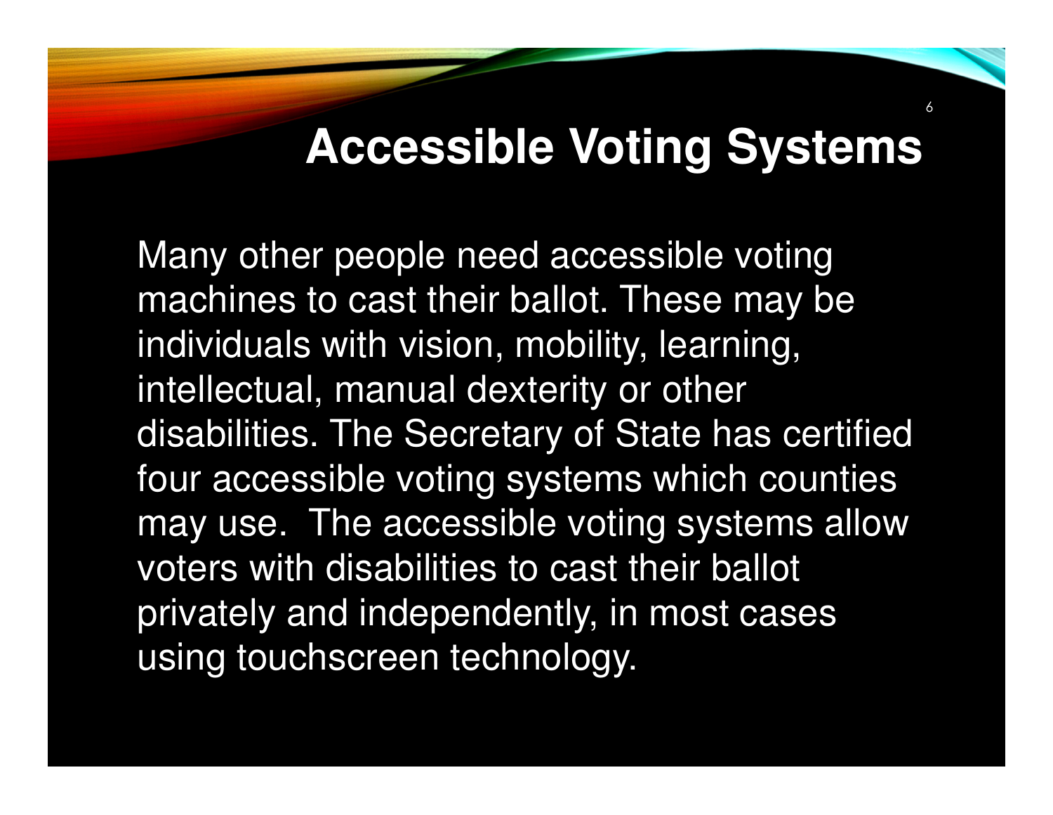# Accessible Voting Systems

Many other people need accessible voting machines to cast their ballot. These may be individuals with vision, mobility, learning, intellectual, manual dexterity or other disabilities. The Secretary of State has certified four accessible voting systems which counties may use. The accessible voting systems allow voters with disabilities to cast their ballot privately and independently, in most cases using touchscreen technology.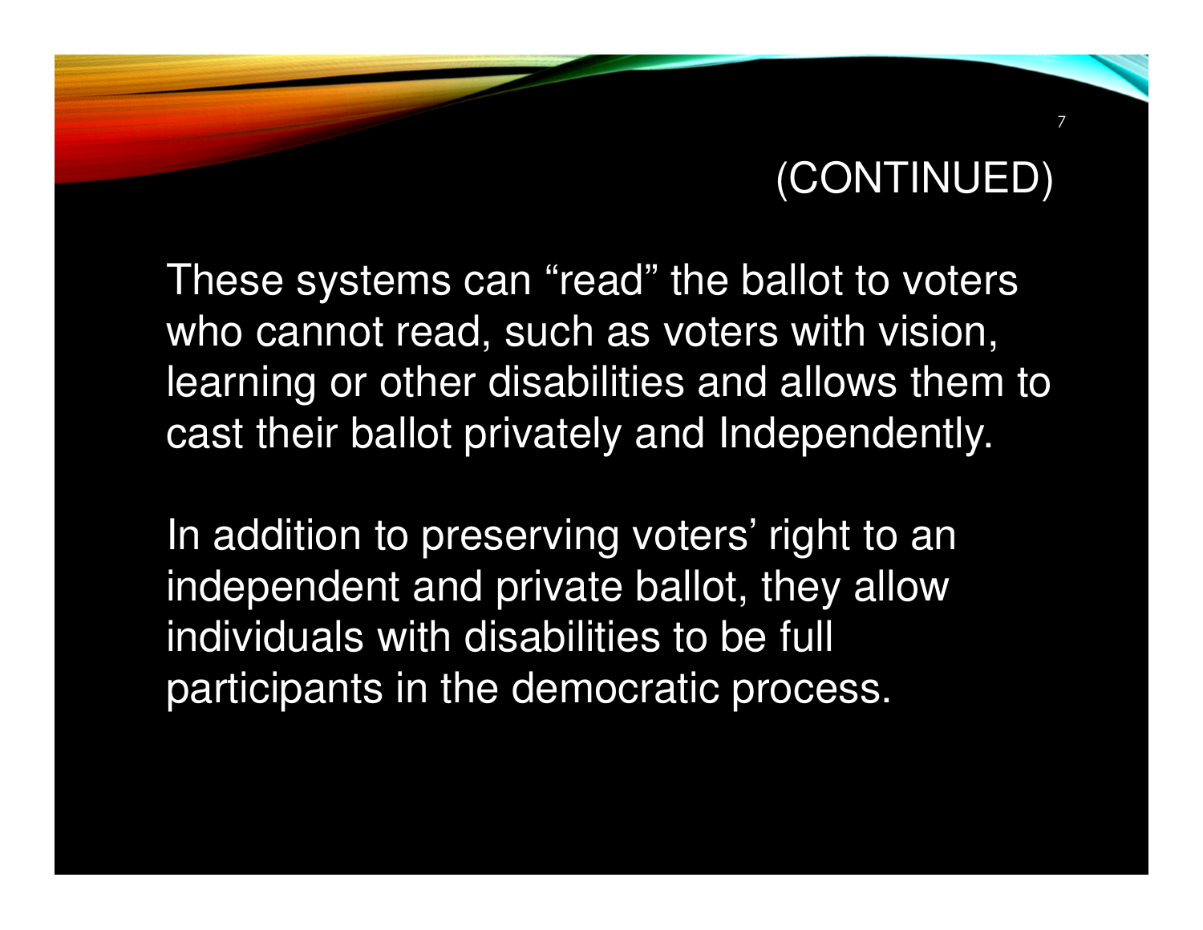# (CONTINUED)

These systems can "read" the ballot to voters who cannot read, such as voters with vision, learning or other disabilities and allows them to cast their ballot privately and Independently.

In addition to preserving voters' right to an independent and private ballot, they allow individuals with disabilities to be full participants in the democratic process.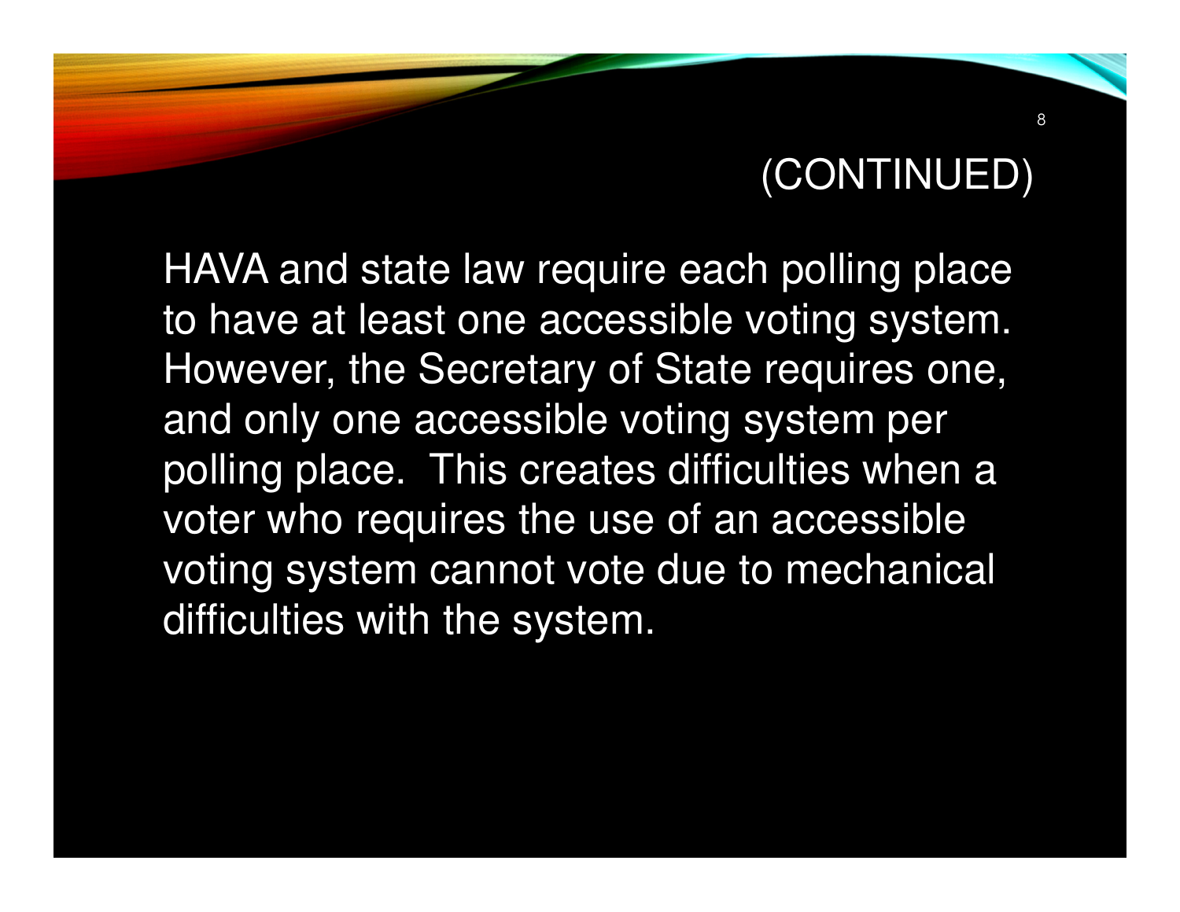## (CONTINUED)

HAVA and state law require each polling place to have at least one accessible voting system. However, the Secretary of State requires one, and only one accessible voting system per polling place. This creates difficulties when a voter who requires the use of an accessible voting system cannot vote due to mechanical difficulties with the system.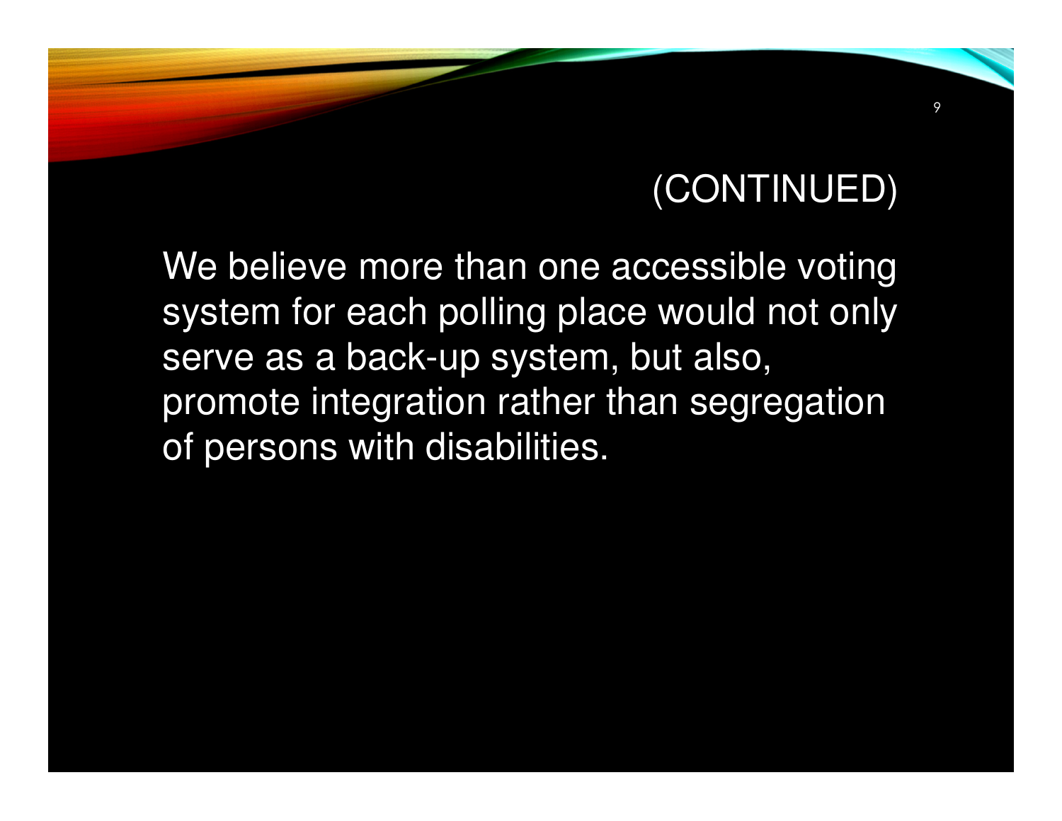## (CONTINUED)

We believe more than one accessible voting system for each polling place would not only serve as a back-up system, but also, promote integration rather than segregation of persons with disabilities.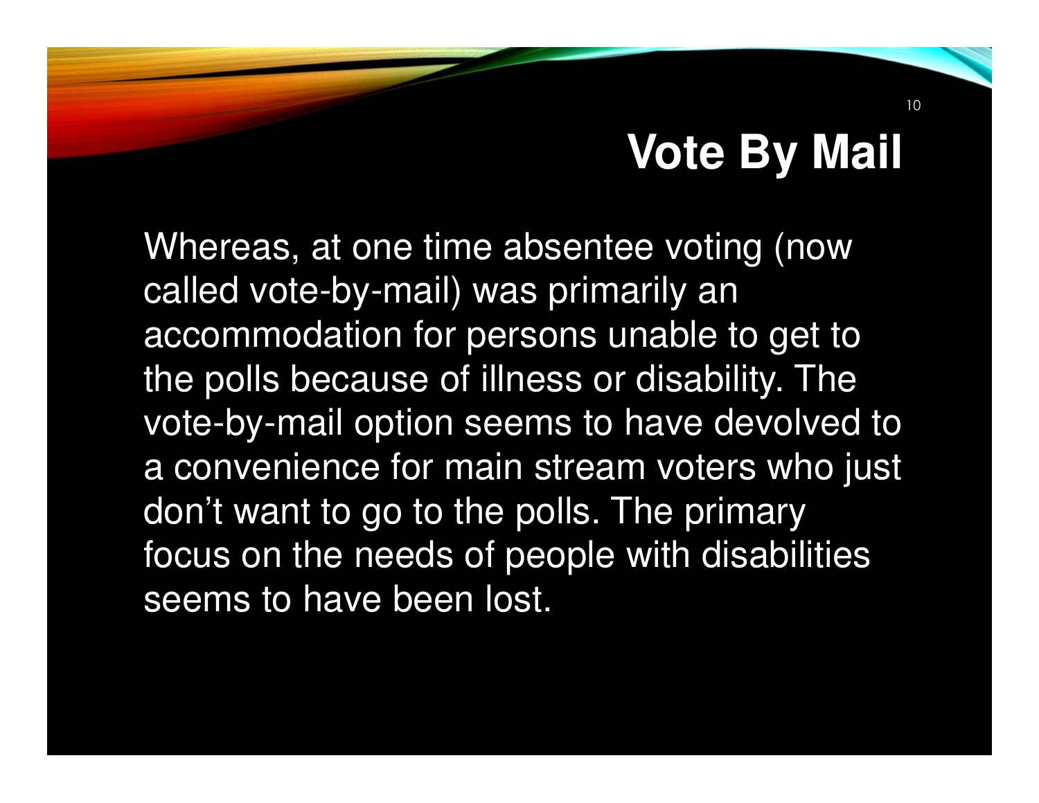# Vote By Mail

Whereas, at one time absentee voting (now called vote-by-mail) was primarily an accommodation for persons unable to get to the polls because of illness or disability. The vote-by-mail option seems to have devolved to a convenience for main stream voters who just don't want to go to the polls. The primary focus on the needs of people with disabilities seems to have been lost.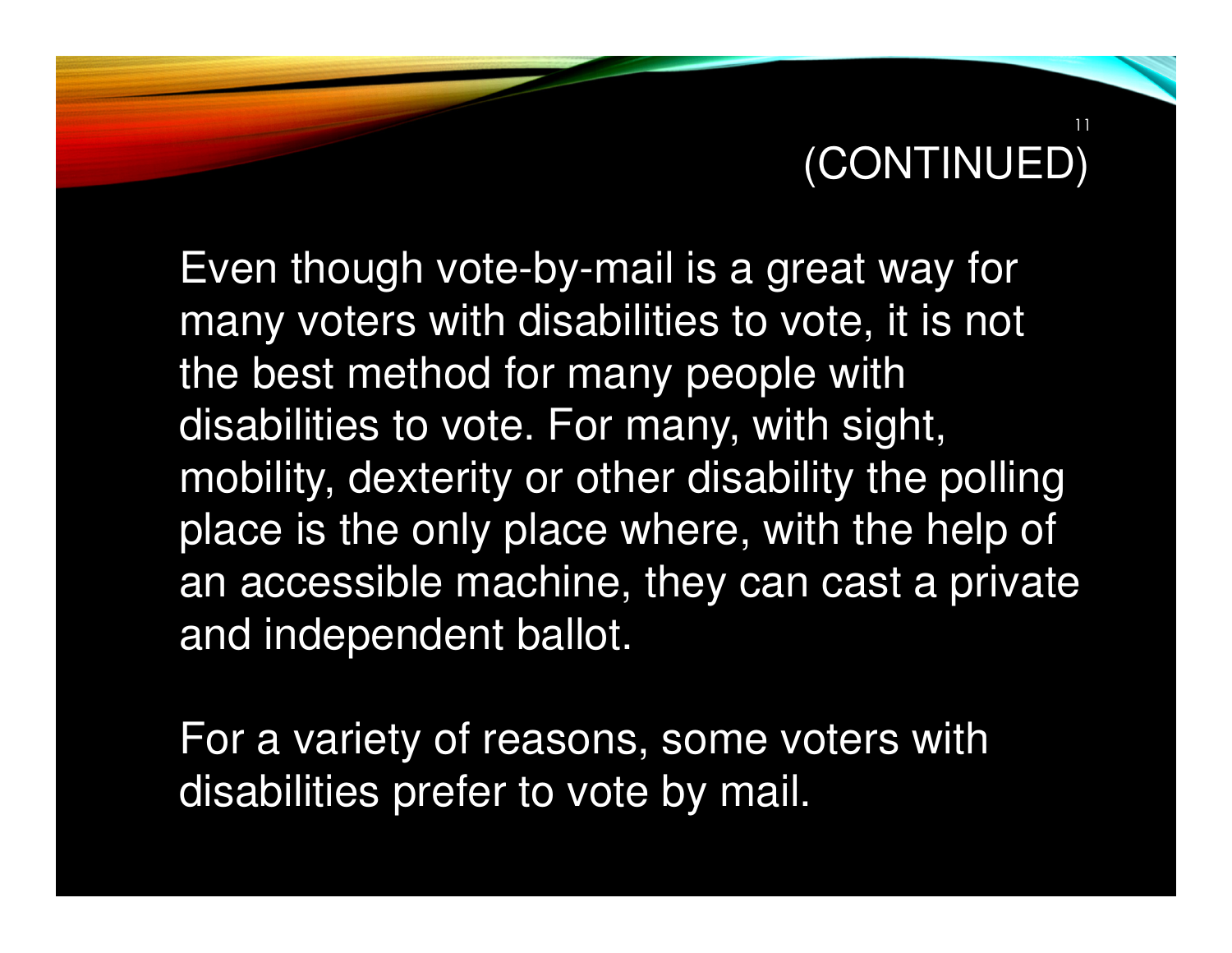# (CONTINUED)

Even though vote-by-mail is a great way for many voters with disabilities to vote, it is not the best method for many people with disabilities to vote. For many, with sight, mobility, dexterity or other disability the polling place is the only place where, with the help of an accessible machine, they can cast a private and independent ballot.

For a variety of reasons, some voters with disabilities prefer to vote by mail.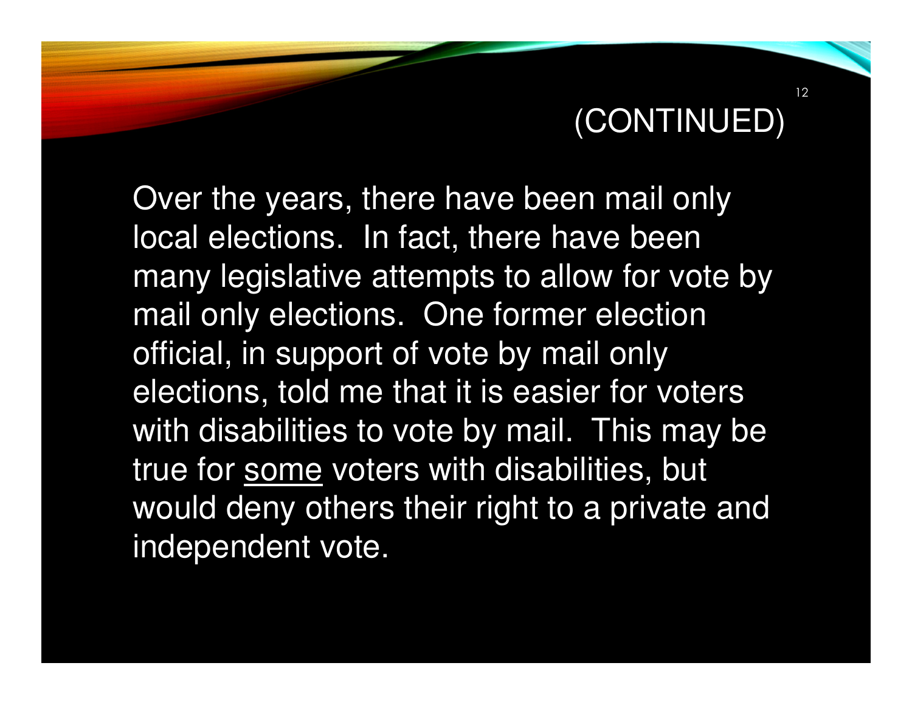## (CONTINUED)

Over the years, there have been mail only local elections. In fact, there have been many legislative attempts to allow for vote by mail only elections. One former election official, in support of vote by mail only elections, told me that it is easier for voters with disabilities to vote by mail. This may be true for <u>some</u> voters with disabilities, but would deny others their right to a private and independent vote.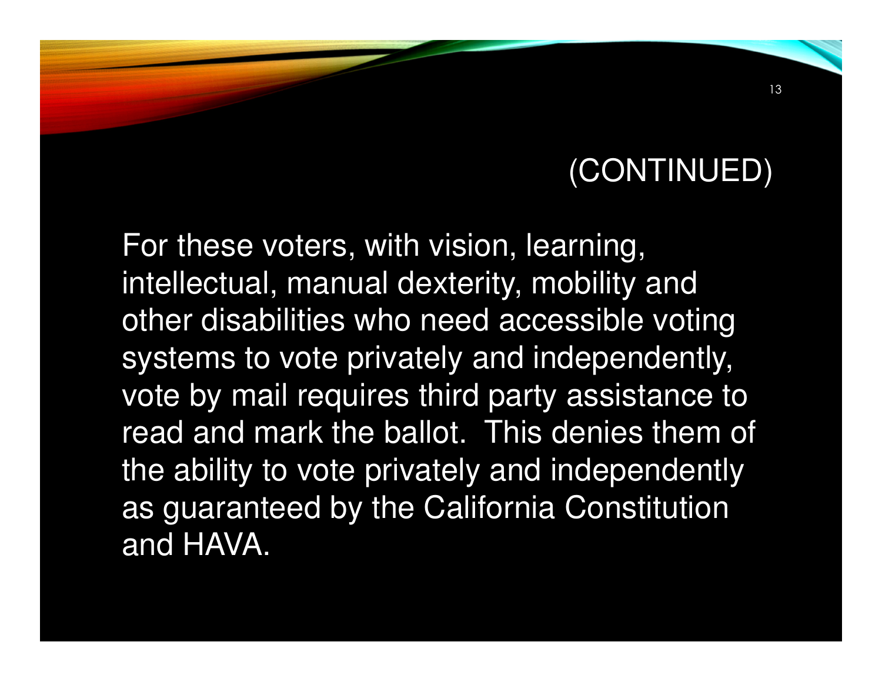## (CONTINUED)

For these voters, with vision, learning, intellectual, manual dexterity, mobility and other disabilities who need accessible voting systems to vote privately and independently, vote by mail requires third party assistance to read and mark the ballot. This denies them of the ability to vote privately and independently as guaranteed by the California Constitution and HAVA.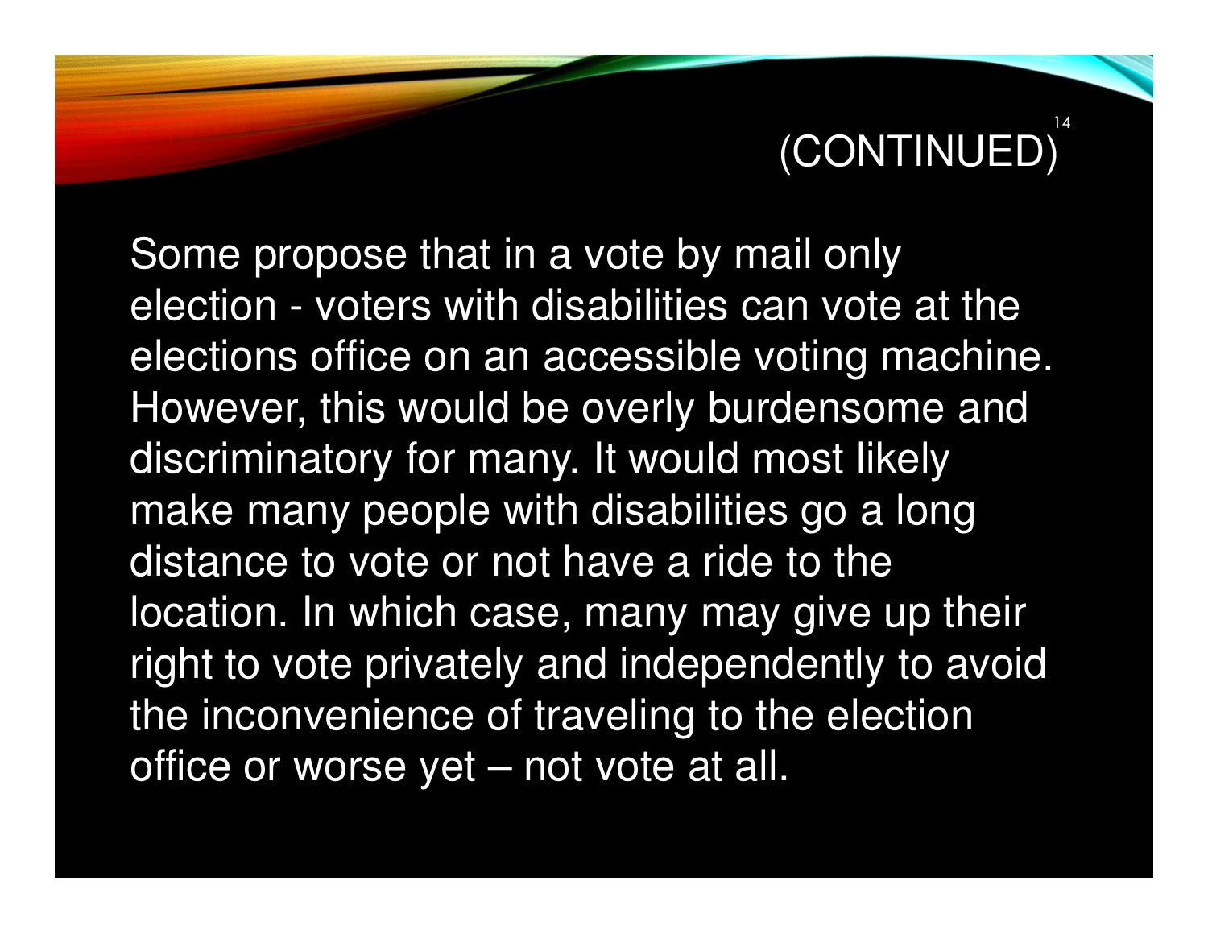# (CONTINUED)

Some propose that in a vote by mail only election - voters with disabilities can vote at the elections office on an accessible voting machine. However, this would be overly burdensome and discriminatory for many. It would most likely make many people with disabilities go a long distance to vote or not have a ride to the location. In which case, many may give up their right to vote privately and independently to avoid the inconvenience of traveling to the election office or worse yet – not vote at all.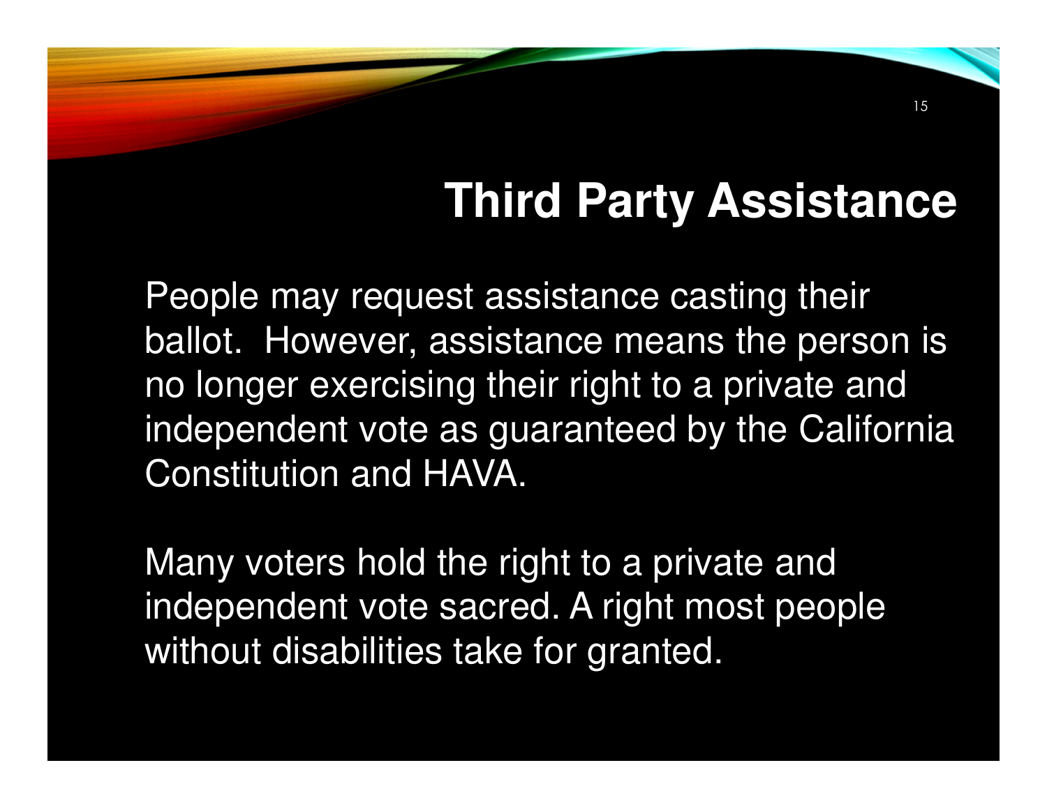# Third Party Assistance

People may request assistance casting their ballot. However, assistance means the person is no longer exercising their right to a private and independent vote as guaranteed by the California Constitution and HAVA.

Many voters hold the right to a private and independent vote sacred. A right most people without disabilities take for granted.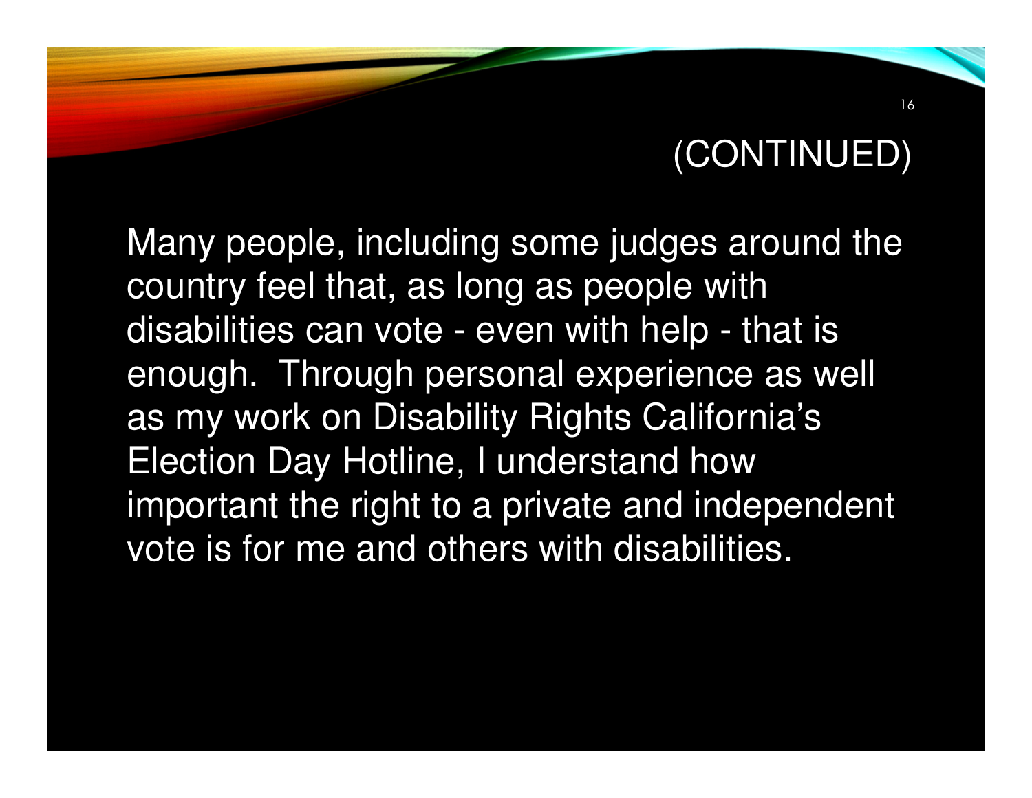## (CONTINUED)

Many people, including some judges around the country feel that, as long as people with disabilities can vote - even with help - that is enough. Through personal experience as well as my work on Disability Rights California's Election Day Hotline, I understand how important the right to a private and independent vote is for me and others with disabilities.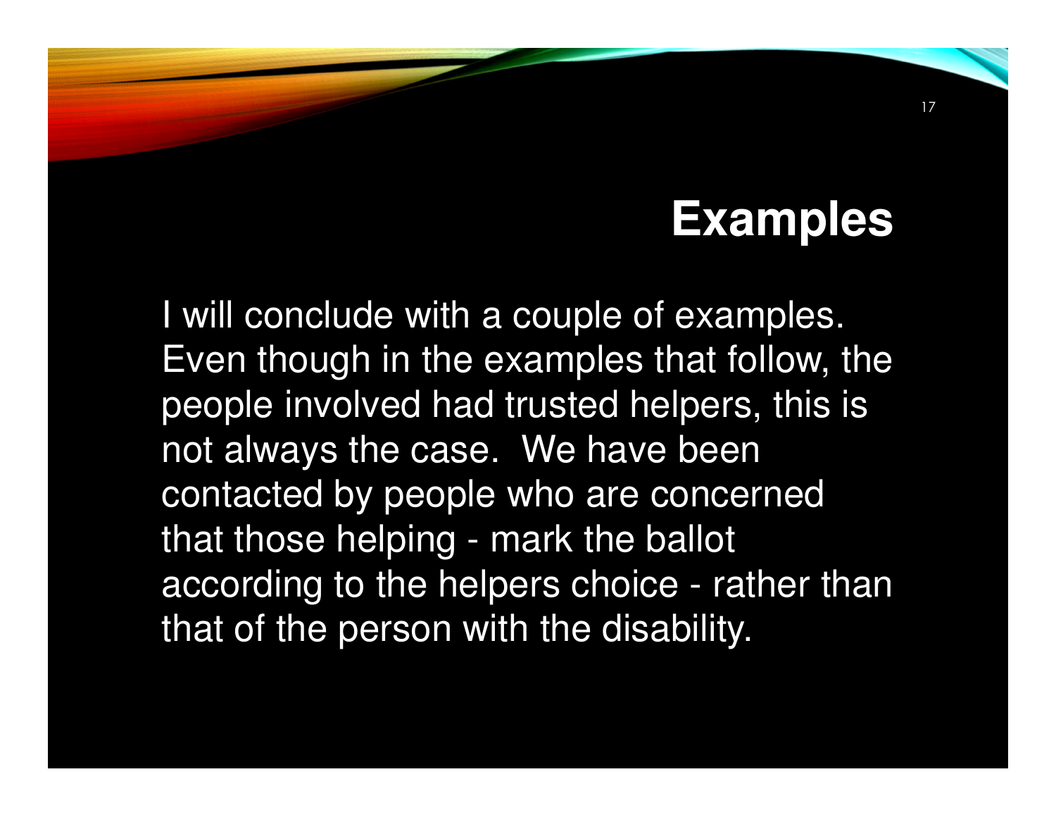# Examples

I will conclude with a couple of examples. Even though in the examples that follow, the people involved had trusted helpers, this is not always the case. We have been contacted by people who are concerned that those helping - mark the ballot according to the helpers choice - rather than that of the person with the disability.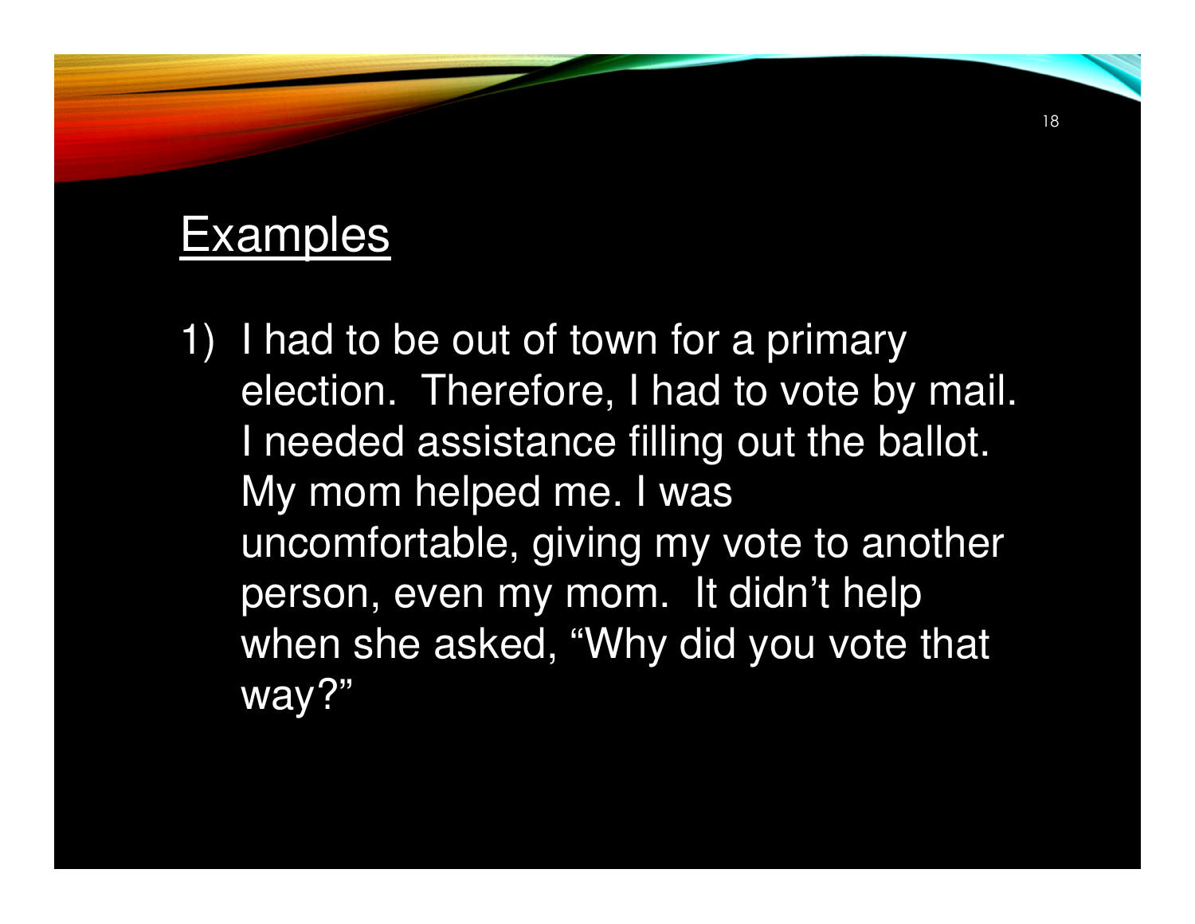## Examples

1) I had to be out of town for a primary election.  Therefore, I had to vote by mail.  I needed assistance filling out the ballot.  My mom helped me. I was uncomfortable, giving my vote to another person, even my mom.  It didn't help when she asked, "Why did you vote that way?"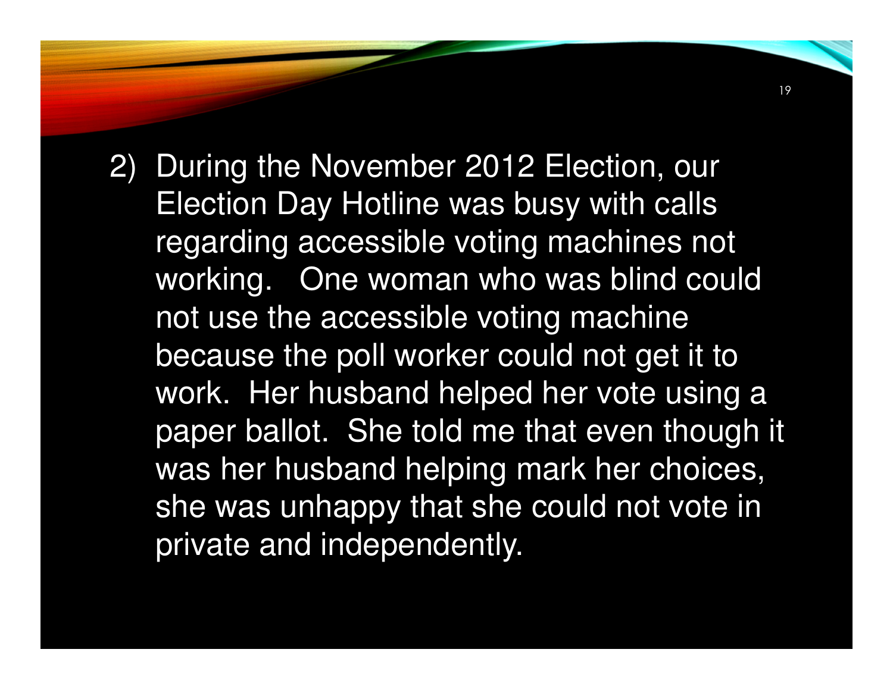2) During the November 2012 Election, our Election Day Hotline was busy with calls regarding accessible voting machines not working. One woman who was blind could not use the accessible voting machine because the poll worker could not get it to work. Her husband helped her vote using a paper ballot. She told me that even though it was her husband helping mark her choices, she was unhappy that she could not vote in private and independently.